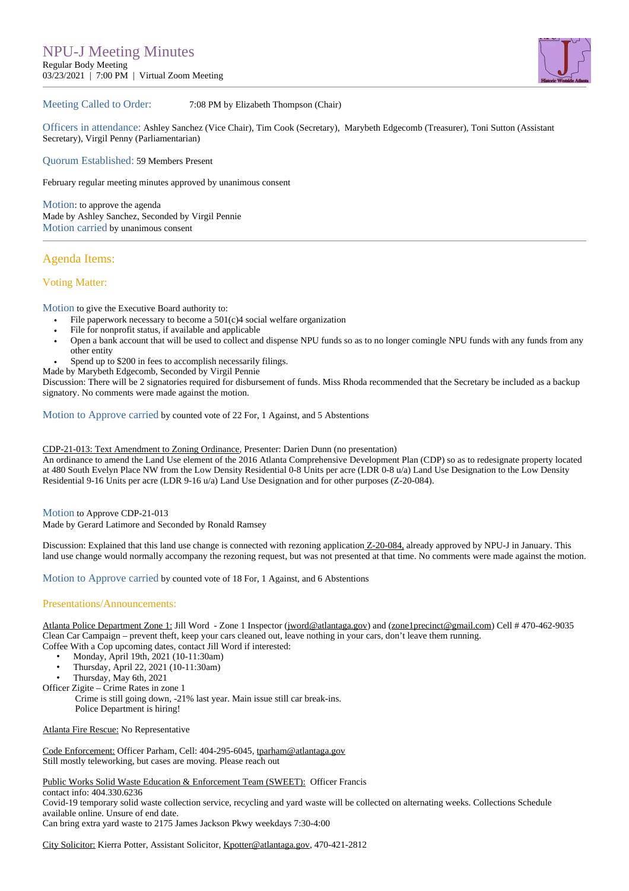# NPU-J Meeting Minutes

Regular Body Meeting
03/23/2021 | 7:00 PM | Virtual Zoom Meeting

**Meeting Called to Order:** 7:08 PM by Elizabeth Thompson (Chair)

**Officers in attendance:** Ashley Sanchez (Vice Chair), Tim Cook (Secretary), Marybeth Edgecomb (Treasurer), Toni Sutton (Assistant Secretary), Virgil Penny (Parliamentarian)

**Quorum Established:** 59 Members Present

February regular meeting minutes approved by unanimous consent

**Motion:** to approve the agenda
Made by Ashley Sanchez, Seconded by Virgil Pennie
**Motion carried** by unanimous consent

---

## Agenda Items:

### Voting Matter:

**Motion** to give the Executive Board authority to:

- File paperwork necessary to become a 501(c)4 social welfare organization
- File for nonprofit status, if available and applicable
- Open a bank account that will be used to collect and dispense NPU funds so as to no longer comingle NPU funds with any funds from any other entity
- Spend up to $200 in fees to accomplish necessarily filings.

Made by Marybeth Edgecomb, Seconded by Virgil Pennie
Discussion: There will be 2 signatories required for disbursement of funds. Miss Rhoda recommended that the Secretary be included as a backup signatory. No comments were made against the motion.

**Motion to Approve carried** by counted vote of 22 For, 1 Against, and 5 Abstentions

CDP-21-013: Text Amendment to Zoning Ordinance, Presenter: Darien Dunn (no presentation)
An ordinance to amend the Land Use element of the 2016 Atlanta Comprehensive Development Plan (CDP) so as to redesignate property located at 480 South Evelyn Place NW from the Low Density Residential 0-8 Units per acre (LDR 0-8 u/a) Land Use Designation to the Low Density Residential 9-16 Units per acre (LDR 9-16 u/a) Land Use Designation and for other purposes (Z-20-084).

**Motion** to Approve CDP-21-013
Made by Gerard Latimore and Seconded by Ronald Ramsey

Discussion: Explained that this land use change is connected with rezoning application Z-20-084, already approved by NPU-J in January. This land use change would normally accompany the rezoning request, but was not presented at that time. No comments were made against the motion.

**Motion to Approve carried** by counted vote of 18 For, 1 Against, and 6 Abstentions

### Presentations/Announcements:

Atlanta Police Department Zone 1: Jill Word - Zone 1 Inspector (jword@atlantaga.gov) and (zone1precinct@gmail.com) Cell # 470-462-9035
Clean Car Campaign – prevent theft, keep your cars cleaned out, leave nothing in your cars, don't leave them running.
Coffee With a Cop upcoming dates, contact Jill Word if interested:

- Monday, April 19th, 2021 (10-11:30am)
- Thursday, April 22, 2021 (10-11:30am)
- Thursday, May 6th, 2021

Officer Zigite – Crime Rates in zone 1
Crime is still going down, -21% last year. Main issue still car break-ins.
Police Department is hiring!

Atlanta Fire Rescue: No Representative

Code Enforcement: Officer Parham, Cell: 404-295-6045, tparham@atlantaga.gov
Still mostly teleworking, but cases are moving. Please reach out

Public Works Solid Waste Education & Enforcement Team (SWEET): Officer Francis
contact info: 404.330.6236
Covid-19 temporary solid waste collection service, recycling and yard waste will be collected on alternating weeks. Collections Schedule available online. Unsure of end date.
Can bring extra yard waste to 2175 James Jackson Pkwy weekdays 7:30-4:00

City Solicitor: Kierra Potter, Assistant Solicitor, Kpotter@atlantaga.gov, 470-421-2812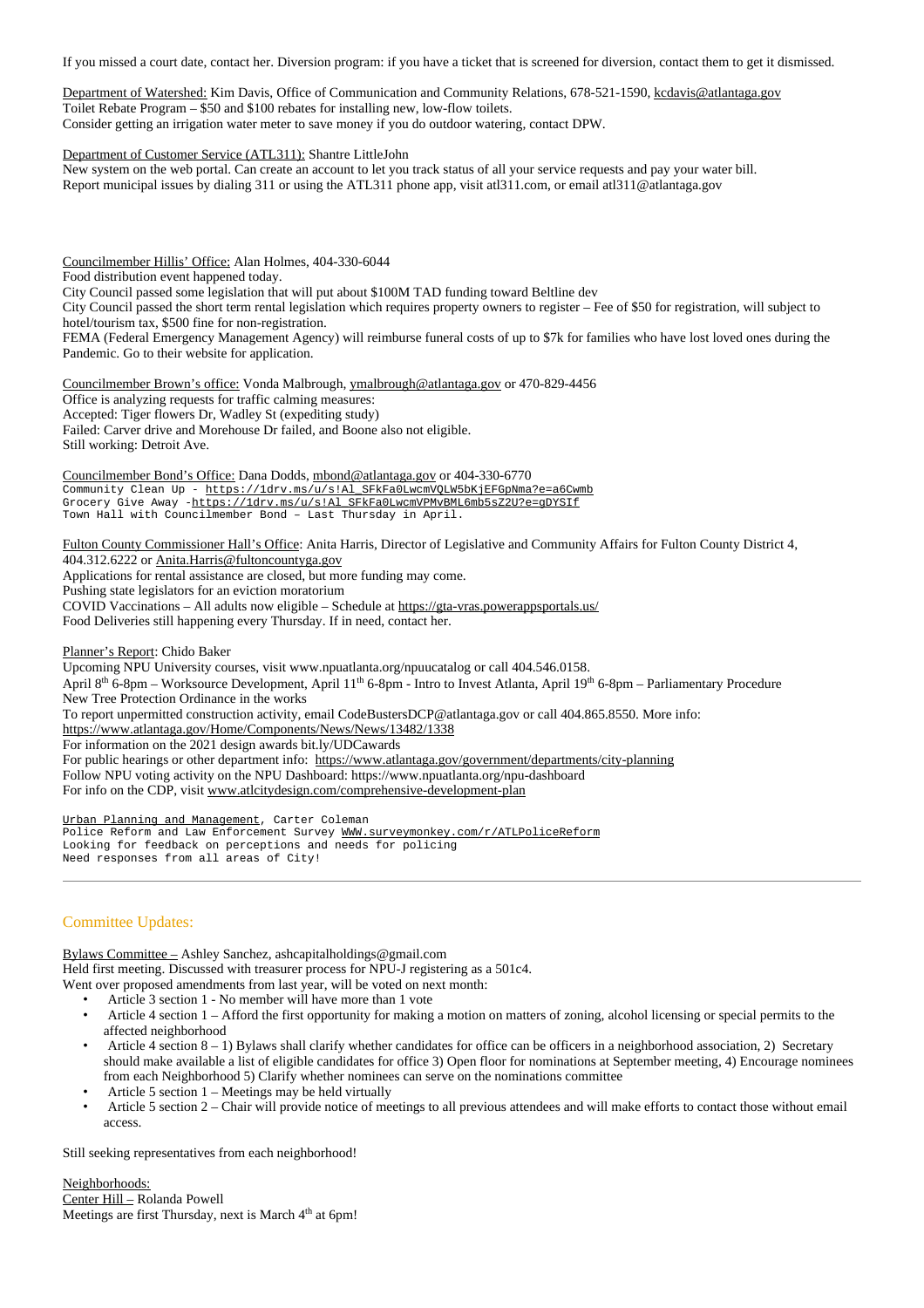If you missed a court date, contact her. Diversion program: if you have a ticket that is screened for diversion, contact them to get it dismissed.

Department of Watershed: Kim Davis, Office of Communication and Community Relations, 678-521-1590, kcdavis@atlantaga.gov
Toilet Rebate Program – $50 and $100 rebates for installing new, low-flow toilets.
Consider getting an irrigation water meter to save money if you do outdoor watering, contact DPW.

Department of Customer Service (ATL311): Shantre LittleJohn
New system on the web portal. Can create an account to let you track status of all your service requests and pay your water bill.
Report municipal issues by dialing 311 or using the ATL311 phone app, visit atl311.com, or email atl311@atlantaga.gov

Councilmember Hillis' Office: Alan Holmes, 404-330-6044
Food distribution event happened today.
City Council passed some legislation that will put about $100M TAD funding toward Beltline dev
City Council passed the short term rental legislation which requires property owners to register – Fee of $50 for registration, will subject to hotel/tourism tax, $500 fine for non-registration.
FEMA (Federal Emergency Management Agency) will reimburse funeral costs of up to $7k for families who have lost loved ones during the Pandemic. Go to their website for application.

Councilmember Brown's office: Vonda Malbrough, vmalbrough@atlantaga.gov or 470-829-4456
Office is analyzing requests for traffic calming measures:
Accepted: Tiger flowers Dr, Wadley St (expediting study)
Failed: Carver drive and Morehouse Dr failed, and Boone also not eligible.
Still working: Detroit Ave.

Councilmember Bond's Office: Dana Dodds, mbond@atlantaga.gov or 404-330-6770
Community Clean Up - https://1drv.ms/u/s!Al_SFkFa0LwcmVQLW5bKjEFGpNma?e=a6Cwmb
Grocery Give Away -https://1drv.ms/u/s!Al_SFkFa0LwcmVPMvBML6mb5sZ2U?e=gDYSIf
Town Hall with Councilmember Bond – Last Thursday in April.

Fulton County Commissioner Hall's Office: Anita Harris, Director of Legislative and Community Affairs for Fulton County District 4, 404.312.6222 or Anita.Harris@fultoncountyga.gov
Applications for rental assistance are closed, but more funding may come.
Pushing state legislators for an eviction moratorium
COVID Vaccinations – All adults now eligible – Schedule at https://gta-vras.powerappsportals.us/
Food Deliveries still happening every Thursday. If in need, contact her.

Planner's Report: Chido Baker
Upcoming NPU University courses, visit www.npuatlanta.org/npuucatalog or call 404.546.0158.
April 8th 6-8pm – Worksource Development, April 11th 6-8pm - Intro to Invest Atlanta, April 19th 6-8pm – Parliamentary Procedure
New Tree Protection Ordinance in the works
To report unpermitted construction activity, email CodeBustersDCP@atlantaga.gov or call 404.865.8550. More info:
https://www.atlantaga.gov/Home/Components/News/News/13482/1338
For information on the 2021 design awards bit.ly/UDCawards
For public hearings or other department info: https://www.atlantaga.gov/government/departments/city-planning
Follow NPU voting activity on the NPU Dashboard: https://www.npuatlanta.org/npu-dashboard
For info on the CDP, visit www.atlcitydesign.com/comprehensive-development-plan

Urban Planning and Management, Carter Coleman
Police Reform and Law Enforcement Survey WWW.surveymonkey.com/r/ATLPoliceReform
Looking for feedback on perceptions and needs for policing
Need responses from all areas of City!

---

## Committee Updates:

Bylaws Committee – Ashley Sanchez, ashcapitalholdings@gmail.com
Held first meeting. Discussed with treasurer process for NPU-J registering as a 501c4.
Went over proposed amendments from last year, will be voted on next month:

- Article 3 section 1 - No member will have more than 1 vote
- Article 4 section 1 – Afford the first opportunity for making a motion on matters of zoning, alcohol licensing or special permits to the affected neighborhood
- Article 4 section 8 – 1) Bylaws shall clarify whether candidates for office can be officers in a neighborhood association, 2) Secretary should make available a list of eligible candidates for office 3) Open floor for nominations at September meeting, 4) Encourage nominees from each Neighborhood 5) Clarify whether nominees can serve on the nominations committee
- Article 5 section 1 – Meetings may be held virtually
- Article 5 section 2 – Chair will provide notice of meetings to all previous attendees and will make efforts to contact those without email access.

Still seeking representatives from each neighborhood!

Neighborhoods:
Center Hill – Rolanda Powell
Meetings are first Thursday, next is March 4th at 6pm!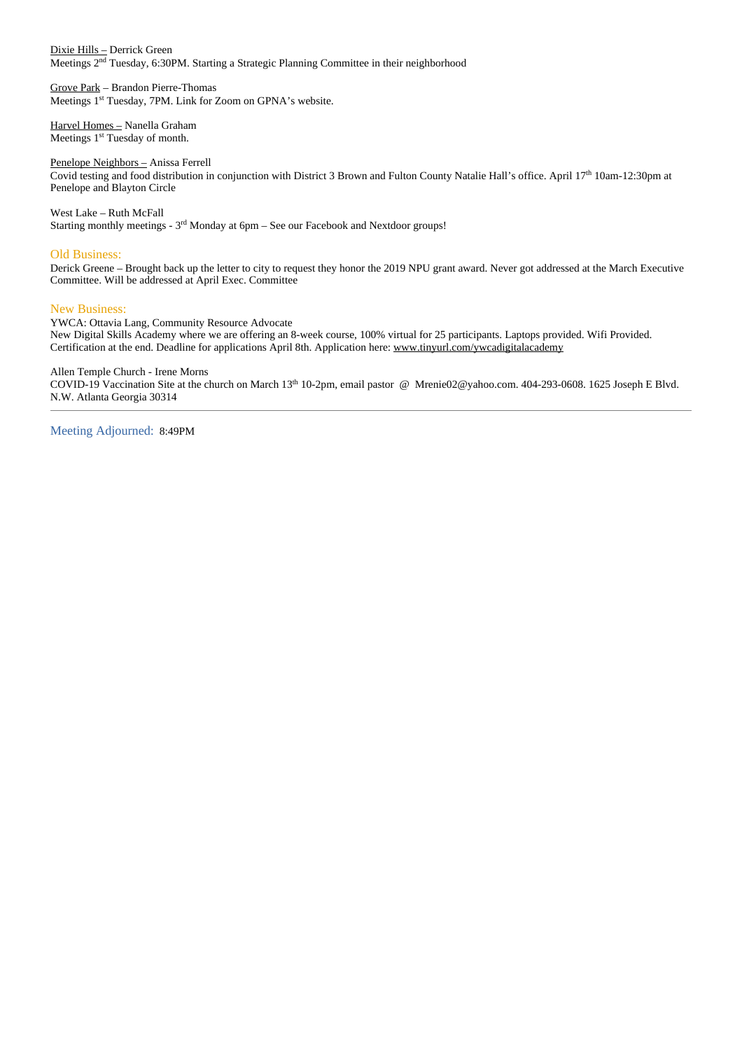Dixie Hills – Derrick Green
Meetings 2nd Tuesday, 6:30PM. Starting a Strategic Planning Committee in their neighborhood

Grove Park – Brandon Pierre-Thomas
Meetings 1st Tuesday, 7PM. Link for Zoom on GPNA's website.

Harvel Homes – Nanella Graham
Meetings 1st Tuesday of month.

Penelope Neighbors – Anissa Ferrell
Covid testing and food distribution in conjunction with District 3 Brown and Fulton County Natalie Hall's office. April 17th 10am-12:30pm at Penelope and Blayton Circle

West Lake – Ruth McFall
Starting monthly meetings - 3rd Monday at 6pm – See our Facebook and Nextdoor groups!

## Old Business:

Derick Greene – Brought back up the letter to city to request they honor the 2019 NPU grant award. Never got addressed at the March Executive Committee. Will be addressed at April Exec. Committee

## New Business:

YWCA: Ottavia Lang, Community Resource Advocate
New Digital Skills Academy where we are offering an 8-week course, 100% virtual for 25 participants. Laptops provided. Wifi Provided. Certification at the end. Deadline for applications April 8th. Application here: www.tinyurl.com/ywcadigitalacademy

Allen Temple Church - Irene Morns
COVID-19 Vaccination Site at the church on March 13th 10-2pm, email pastor @ Mrenie02@yahoo.com. 404-293-0608. 1625 Joseph E Blvd. N.W. Atlanta Georgia 30314

---

## Meeting Adjourned: 8:49PM